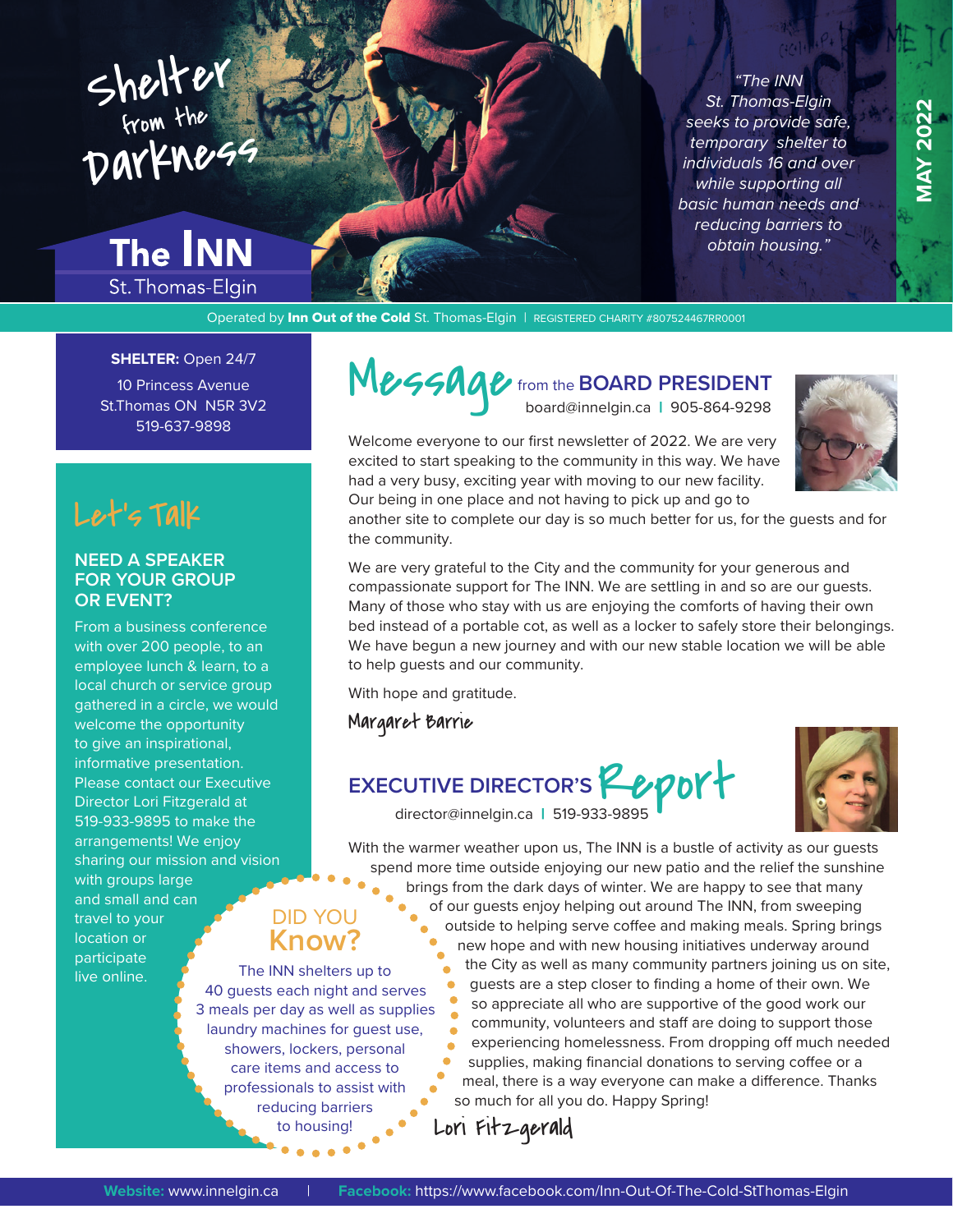# Shelter from the Darkness

## The INN St. Thomas-Elgin

*"The INN St. Thomas-Elgin seeks to provide safe, temporary shelter to individuals 16 and over while supporting all basic human needs and reducing barriers to obtain housing."*

**MAY 2022**

Operated by **Inn Out of the Cold** St. Thomas-Elgin | REGISTERED CHARITY #807524467RR0001

**SHELTER:** Open 24/7
10 Princess Avenue
St.Thomas ON N5R 3V2
519-637-9898

## Let's Talk

### NEED A SPEAKER FOR YOUR GROUP OR EVENT?

From a business conference with over 200 people, to an employee lunch & learn, to a local church or service group gathered in a circle, we would welcome the opportunity to give an inspirational, informative presentation. Please contact our Executive Director Lori Fitzgerald at 519-933-9895 to make the arrangements! We enjoy sharing our mission and vision with groups large and small and can travel to your location or participate live online.

## Message from the BOARD PRESIDENT

board@innelgin.ca | 905-864-9298

Welcome everyone to our first newsletter of 2022. We are very excited to start speaking to the community in this way. We have had a very busy, exciting year with moving to our new facility. Our being in one place and not having to pick up and go to another site to complete our day is so much better for us, for the guests and for the community.

We are very grateful to the City and the community for your generous and compassionate support for The INN. We are settling in and so are our guests. Many of those who stay with us are enjoying the comforts of having their own bed instead of a portable cot, as well as a locker to safely store their belongings. We have begun a new journey and with our new stable location we will be able to help guests and our community.

With hope and gratitude.

Margaret Barrie

## EXECUTIVE DIRECTOR'S Report

director@innelgin.ca | 519-933-9895

With the warmer weather upon us, The INN is a bustle of activity as our guests spend more time outside enjoying our new patio and the relief the sunshine brings from the dark days of winter. We are happy to see that many of our guests enjoy helping out around The INN, from sweeping outside to helping serve coffee and making meals. Spring brings new hope and with new housing initiatives underway around the City as well as many community partners joining us on site, guests are a step closer to finding a home of their own. We so appreciate all who are supportive of the good work our community, volunteers and staff are doing to support those experiencing homelessness. From dropping off much needed supplies, making financial donations to serving coffee or a meal, there is a way everyone can make a difference. Thanks so much for all you do. Happy Spring!

Lori Fitzgerald

### DID YOU Know?

The INN shelters up to 40 guests each night and serves 3 meals per day as well as supplies laundry machines for guest use, showers, lockers, personal care items and access to professionals to assist with reducing barriers to housing!

**Website:** www.innelgin.ca | **Facebook:** https://www.facebook.com/Inn-Out-Of-The-Cold-StThomas-Elgin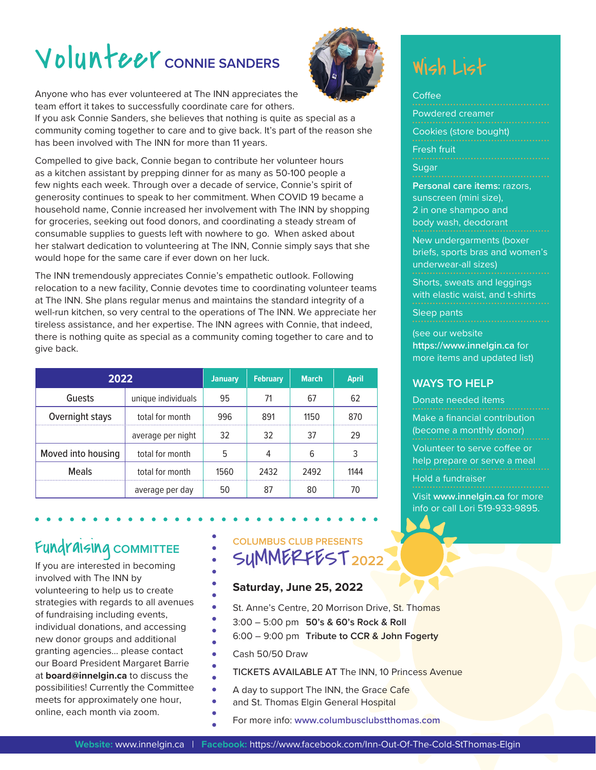# Volunteer CONNIE SANDERS

Anyone who has ever volunteered at The INN appreciates the team effort it takes to successfully coordinate care for others. If you ask Connie Sanders, she believes that nothing is quite as special as a community coming together to care and to give back. It's part of the reason she has been involved with The INN for more than 11 years.

Compelled to give back, Connie began to contribute her volunteer hours as a kitchen assistant by prepping dinner for as many as 50-100 people a few nights each week. Through over a decade of service, Connie's spirit of generosity continues to speak to her commitment. When COVID 19 became a household name, Connie increased her involvement with The INN by shopping for groceries, seeking out food donors, and coordinating a steady stream of consumable supplies to guests left with nowhere to go. When asked about her stalwart dedication to volunteering at The INN, Connie simply says that she would hope for the same care if ever down on her luck.

The INN tremendously appreciates Connie's empathetic outlook. Following relocation to a new facility, Connie devotes time to coordinating volunteer teams at The INN. She plans regular menus and maintains the standard integrity of a well-run kitchen, so very central to the operations of The INN. We appreciate her tireless assistance, and her expertise. The INN agrees with Connie, that indeed, there is nothing quite as special as a community coming together to care and to give back.

| 2022 | | January | February | March | April |
|---|---|---|---|---|---|
| Guests | unique individuals | 95 | 71 | 67 | 62 |
| Overnight stays | total for month | 996 | 891 | 1150 | 870 |
| | average per night | 32 | 32 | 37 | 29 |
| Moved into housing | total for month | 5 | 4 | 6 | 3 |
| Meals | total for month | 1560 | 2432 | 2492 | 1144 |
| | average per day | 50 | 87 | 80 | 70 |

## Wish List

- Coffee
- Powdered creamer
- Cookies (store bought)
- Fresh fruit
- Sugar
- **Personal care items:** razors, sunscreen (mini size), 2 in one shampoo and body wash, deodorant
- New undergarments (boxer briefs, sports bras and women's underwear-all sizes)
- Shorts, sweats and leggings with elastic waist, and t-shirts
- Sleep pants

(see our website **https://www.innelgin.ca** for more items and updated list)

## WAYS TO HELP

- Donate needed items
- Make a financial contribution (become a monthly donor)
- Volunteer to serve coffee or help prepare or serve a meal
- Hold a fundraiser

Visit **www.innelgin.ca** for more info or call Lori 519-933-9895.

## Fundraising COMMITTEE

If you are interested in becoming involved with The INN by volunteering to help us to create strategies with regards to all avenues of fundraising including events, individual donations, and accessing new donor groups and additional granting agencies... please contact our Board President Margaret Barrie at **board@innelgin.ca** to discuss the possibilities! Currently the Committee meets for approximately one hour, online, each month via zoom.

## COLUMBUS CLUB PRESENTS SUMMERFEST 2022

### Saturday, June 25, 2022

St. Anne's Centre, 20 Morrison Drive, St. Thomas

3:00 – 5:00 pm **50's & 60's Rock & Roll**

6:00 – 9:00 pm **Tribute to CCR & John Fogerty**

Cash 50/50 Draw

TICKETS AVAILABLE AT The INN, 10 Princess Avenue

A day to support The INN, the Grace Cafe and St. Thomas Elgin General Hospital

For more info: **www.columbusclubstthomas.com**

**Website:** www.innelgin.ca | **Facebook:** https://www.facebook.com/Inn-Out-Of-The-Cold-StThomas-Elgin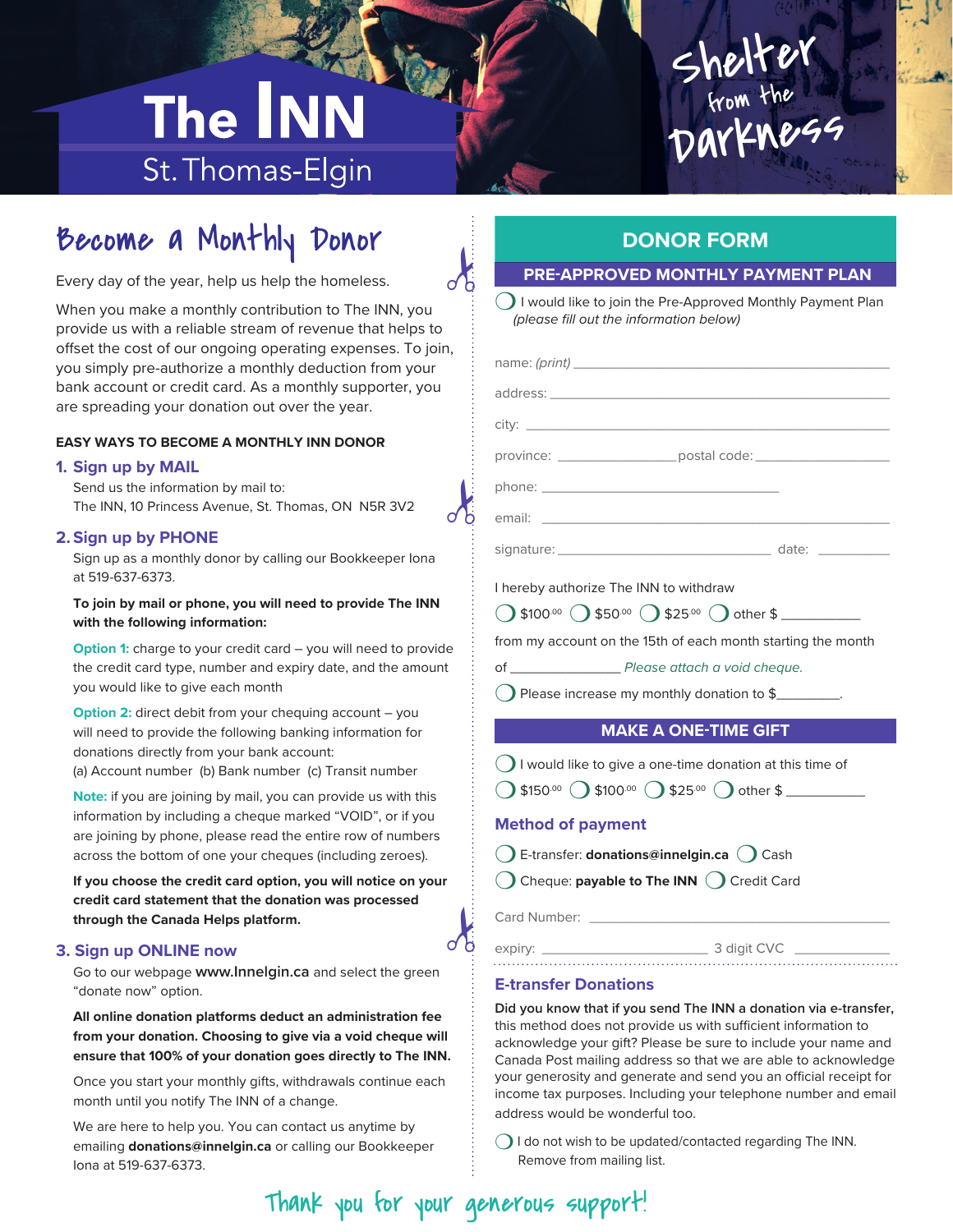# The INN

St. Thomas-Elgin

Shelter from the Darkness

## Become a Monthly Donor

Every day of the year, help us help the homeless.

When you make a monthly contribution to The INN, you provide us with a reliable stream of revenue that helps to offset the cost of our ongoing operating expenses. To join, you simply pre-authorize a monthly deduction from your bank account or credit card. As a monthly supporter, you are spreading your donation out over the year.

**EASY WAYS TO BECOME A MONTHLY INN DONOR**

### 1. Sign up by MAIL

Send us the information by mail to:
The INN, 10 Princess Avenue, St. Thomas, ON N5R 3V2

### 2. Sign up by PHONE

Sign up as a monthly donor by calling our Bookkeeper Iona at 519-637-6373.

**To join by mail or phone, you will need to provide The INN with the following information:**

**Option 1:** charge to your credit card – you will need to provide the credit card type, number and expiry date, and the amount you would like to give each month

**Option 2:** direct debit from your chequing account – you will need to provide the following banking information for donations directly from your bank account:
(a) Account number (b) Bank number (c) Transit number

**Note:** if you are joining by mail, you can provide us with this information by including a cheque marked "VOID", or if you are joining by phone, please read the entire row of numbers across the bottom of one your cheques (including zeroes).

**If you choose the credit card option, you will notice on your credit card statement that the donation was processed through the Canada Helps platform.**

### 3. Sign up ONLINE now

Go to our webpage **www.Innelgin.ca** and select the green "donate now" option.

**All online donation platforms deduct an administration fee from your donation. Choosing to give via a void cheque will ensure that 100% of your donation goes directly to The INN.**

Once you start your monthly gifts, withdrawals continue each month until you notify The INN of a change.

We are here to help you. You can contact us anytime by emailing **donations@innelgin.ca** or calling our Bookkeeper Iona at 519-637-6373.

## DONOR FORM

### PRE-APPROVED MONTHLY PAYMENT PLAN

◯ I would like to join the Pre-Approved Monthly Payment Plan *(please fill out the information below)*

name: *(print)* ____________________

address: ____________________

city: ____________________

province: ____________ postal code: ____________

phone: ____________________

email: ____________________

signature: ____________________ date: __________

I hereby authorize The INN to withdraw

◯ $100.00 ◯ $50.00 ◯ $25.00 ◯ other $ __________

from my account on the 15th of each month starting the month of ______________ *Please attach a void cheque.*

◯ Please increase my monthly donation to $________.

### MAKE A ONE-TIME GIFT

◯ I would like to give a one-time donation at this time of

◯ $150.00 ◯ $100.00 ◯ $25.00 ◯ other $ __________

### Method of payment

◯ E-transfer: **donations@innelgin.ca** ◯ Cash

◯ Cheque: **payable to The INN** ◯ Credit Card

Card Number: ____________________

expiry: ____________ 3 digit CVC ____________

### E-transfer Donations

**Did you know that if you send The INN a donation via e-transfer,** this method does not provide us with sufficient information to acknowledge your gift? Please be sure to include your name and Canada Post mailing address so that we are able to acknowledge your generosity and generate and send you an official receipt for income tax purposes. Including your telephone number and email address would be wonderful too.

◯ I do not wish to be updated/contacted regarding The INN. Remove from mailing list.

Thank you for your generous support!